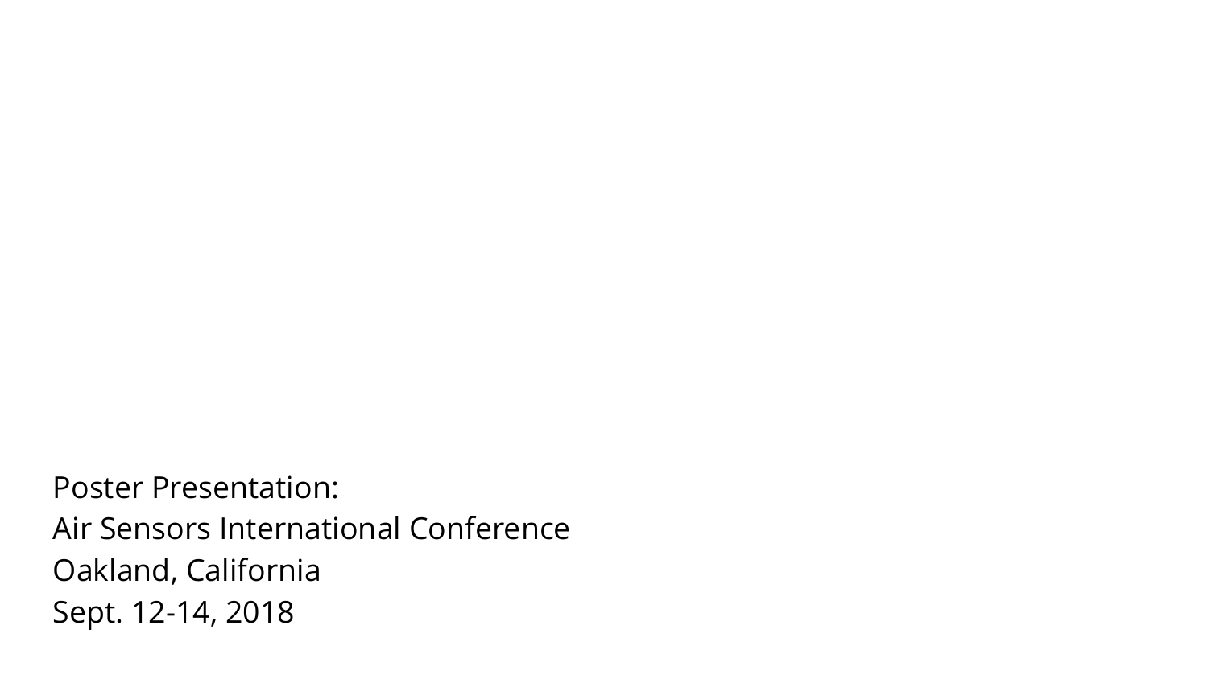Poster Presentation:
Air Sensors International Conference
Oakland, California
Sept. 12-14, 2018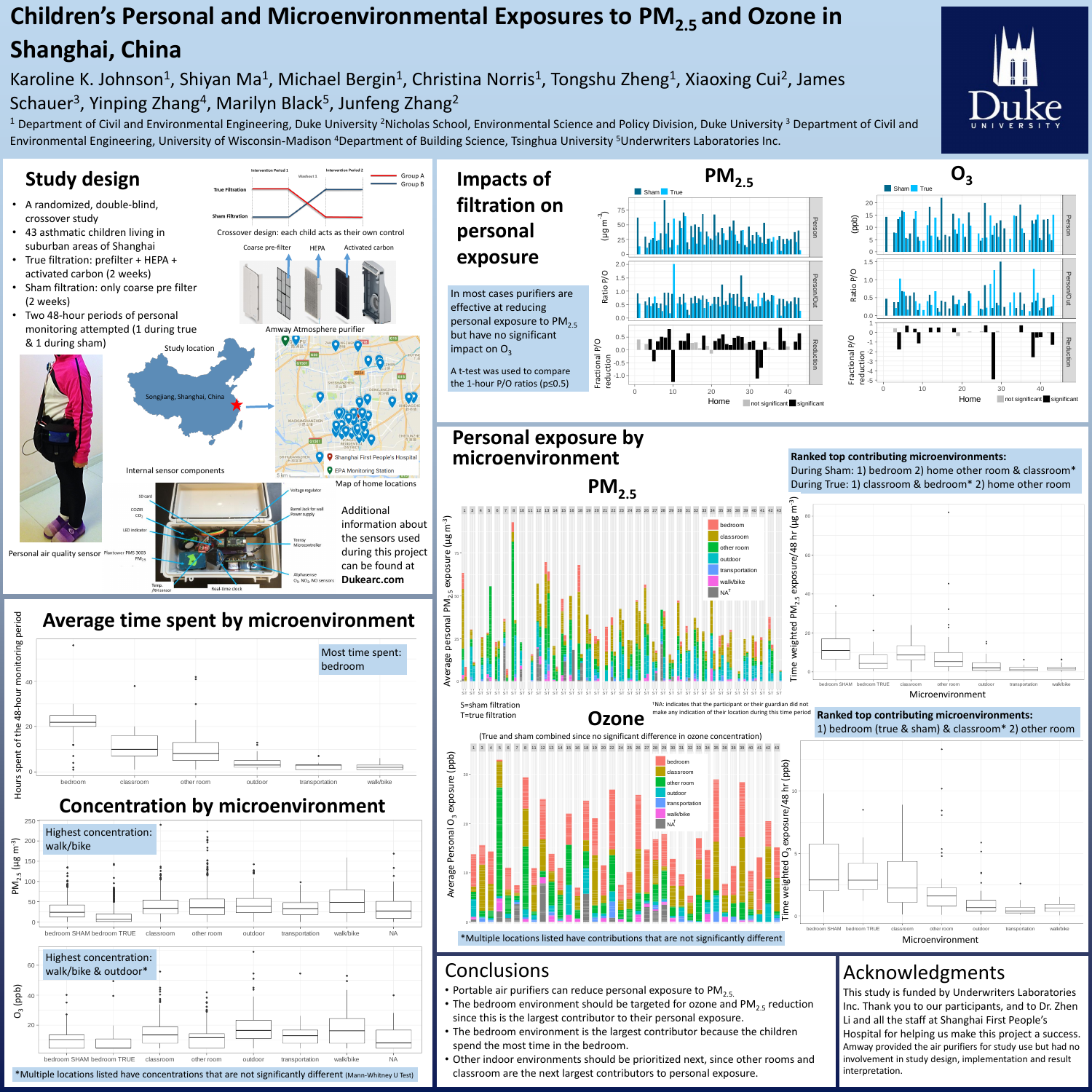# Children's Personal and Microenvironmental Exposures to $PM_{2.5}$ and Ozone in Shanghai, China

Karoline K. Johnson[1], Shiyan Ma[1], Michael Bergin[1], Christina Norris[1], Tongshu Zheng[1], Xiaoxing Cui[2], James Schauer[3], Yinping Zhang[4], Marilyn Black[5], Junfeng Zhang[2]

[1] Department of Civil and Environmental Engineering, Duke University [2]Nicholas School, Environmental Science and Policy Division, Duke University [3] Department of Civil and Environmental Engineering, University of Wisconsin-Madison [4]Department of Building Science, Tsinghua University [5]Underwriters Laboratories Inc.

Duke UNIVERSITY

## Study design

- A randomized, double-blind, crossover study
- 43 asthmatic children living in suburban areas of Shanghai
- True filtration: prefilter + HEPA + activated carbon (2 weeks)
- Sham filtration: only coarse pre filter (2 weeks)
- Two 48-hour periods of personal monitoring attempted (1 during true & 1 during sham)

Intervention Period 1, Washout 1, Intervention Period 2
True Filtration
Sham Filtration
Group A
Group B

Crossover design: each child acts as their own control

Coarse pre-filter, HEPA, Activated carbon

Amway Atmosphere purifier

Study location

Songjiang, Shanghai, China

Shanghai First People's Hospital
EPA Monitoring Station

Map of home locations

Personal air quality sensor

Internal sensor components

SD card, CO2/IR CO2, LED indicator, Plantower PMS 3003 PM2.5, Voltage regulator, Barrel Jack for wall Power supply, Teensy Microcontroller, Alphasense O3, NO2, NO sensors, Temp./RH sensor, Real-time clock

Additional information about the sensors used during this project can be found at **Dukearc.com**

## Impacts of filtration on personal exposure

In most cases purifiers are effective at reducing personal exposure to $PM_{2.5}$ but have no significant impact on $O_3$

A t-test was used to compare the 1-hour P/O ratios ($p \leq 0.5$)

$PM_{2.5}$

Sham True

($\mu g\ m^{-3}$)

Person

Ratio P/O

Person/Out

Fractional P/O reduction

Reduction

Home

not significant significant

$O_3$

Sham True

(ppb)

Person

Ratio P/O

Person/Out

Fractional P/O reduction

Reduction

Home

not significant significant

## Average time spent by microenvironment

Most time spent: bedroom

Hours spent of the 48-hour monitoring period

bedroom, classroom, other room, outdoor, transportation, walk/bike

## Concentration by microenvironment

Highest concentration: walk/bike

$PM_{2.5}$ ($\mu g\ m^{-3}$)

bedroom SHAM, bedroom TRUE, classroom, other room, outdoor, transportation, walk/bike, NA

Highest concentration: walk/bike & outdoor*

$O_3$ (ppb)

bedroom SHAM, bedroom TRUE, classroom, other room, outdoor, transportation, walk/bike, NA

*Multiple locations listed have concentrations that are not significantly different (Mann-Whitney U Test)

## Personal exposure by microenvironment

$PM_{2.5}$

Average personal $PM_{2.5}$ exposure ($\mu g\ m^{-3}$)

bedroom, classroom, other room, outdoor, transportation, walk/bike, NA†

S=sham filtration
T=true filtration

†NA: indicates that the participant or their guardian did not make any indication of their location during this time period

**Ranked top contributing microenvironments:**
During Sham: 1) bedroom 2) home other room & classroom*
During True: 1) classroom & bedroom* 2) home other room

Time weighted $PM_{2.5}$ exposure/48 hr ($\mu g\ m^{-3}$)

bedroom SHAM, bedroom TRUE, classroom, other room, outdoor, transportation, walk/bike

Microenvironment

Ozone

(True and sham combined since no significant difference in ozone concentration)

Average Personal $O_3$ exposure (ppb)

bedroom, classroom, other room, outdoor, transportation, walk/bike, NA†

**Ranked top contributing microenvironments:**
1) bedroom (true & sham) & classroom* 2) other room

Time weighted $O_3$ exposure/48 hr (ppb)

bedroom SHAM, bedroom TRUE, classroom, other room, outdoor, transportation, walk/bike

Microenvironment

*Multiple locations listed have contributions that are not significantly different

## Conclusions

- Portable air purifiers can reduce personal exposure to $PM_{2.5}$.
- The bedroom environment should be targeted for ozone and $PM_{2.5}$ reduction since this is the largest contributor to their personal exposure.
- The bedroom environment is the largest contributor because the children spend the most time in the bedroom.
- Other indoor environments should be prioritized next, since other rooms and classroom are the next largest contributors to personal exposure.

## Acknowledgments

This study is funded by Underwriters Laboratories Inc. Thank you to our participants, and to Dr. Zhen Li and all the staff at Shanghai First People's Hospital for helping us make this project a success. Amway provided the air purifiers for study use but had no involvement in study design, implementation and result interpretation.